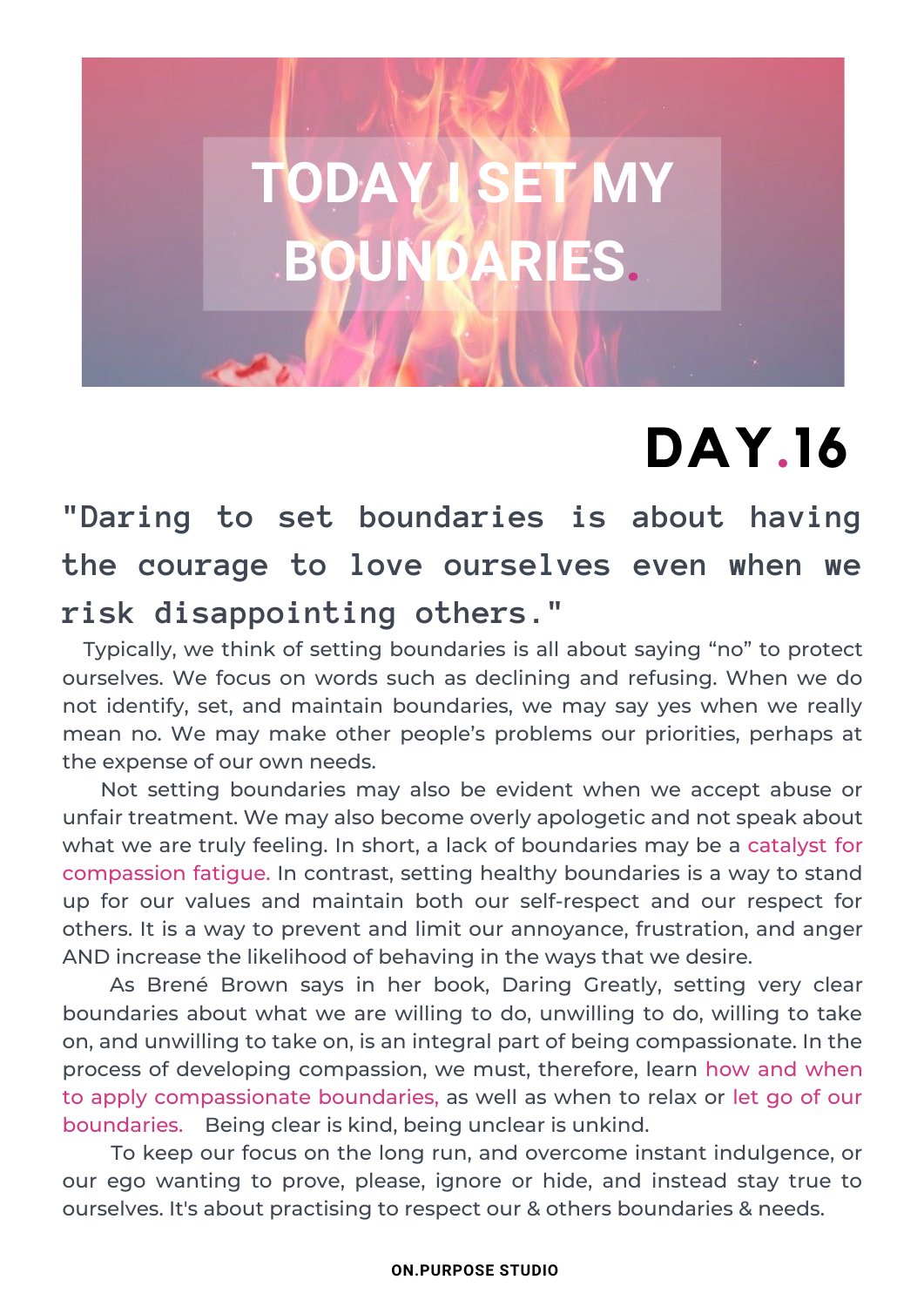# TODAY I SET MY BOUNDARIES.

## DAY.16

### "Daring to set boundaries is about having the courage to love ourselves even when we risk disappointing others."

Typically, we think of setting boundaries is all about saying "no" to protect ourselves. We focus on words such as declining and refusing. When we do not identify, set, and maintain boundaries, we may say yes when we really mean no. We may make other people's problems our priorities, perhaps at the expense of our own needs.

Not setting boundaries may also be evident when we accept abuse or unfair treatment. We may also become overly apologetic and not speak about what we are truly feeling. In short, a lack of boundaries may be a catalyst for compassion fatigue. In contrast, setting healthy boundaries is a way to stand up for our values and maintain both our self-respect and our respect for others. It is a way to prevent and limit our annoyance, frustration, and anger AND increase the likelihood of behaving in the ways that we desire.

As Brené Brown says in her book, Daring Greatly, setting very clear boundaries about what we are willing to do, unwilling to do, willing to take on, and unwilling to take on, is an integral part of being compassionate. In the process of developing compassion, we must, therefore, learn how and when to apply compassionate boundaries, as well as when to relax or let go of our boundaries. Being clear is kind, being unclear is unkind.

To keep our focus on the long run, and overcome instant indulgence, or our ego wanting to prove, please, ignore or hide, and instead stay true to ourselves. It's about practising to respect our & others boundaries & needs.

**ON.PURPOSE STUDIO**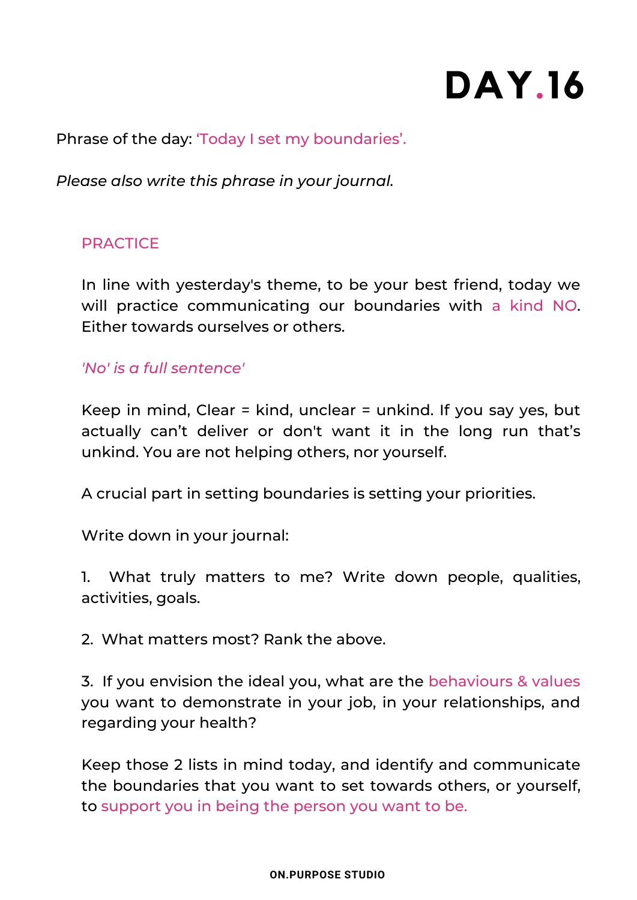# DAY.16

Phrase of the day: 'Today I set my boundaries'.

*Please also write this phrase in your journal.*

## PRACTICE

In line with yesterday's theme, to be your best friend, today we will practice communicating our boundaries with a kind NO. Either towards ourselves or others.

*'No' is a full sentence'*

Keep in mind, Clear = kind, unclear = unkind. If you say yes, but actually can't deliver or don't want it in the long run that's unkind. You are not helping others, nor yourself.

A crucial part in setting boundaries is setting your priorities.

Write down in your journal:

1. What truly matters to me? Write down people, qualities, activities, goals.

2. What matters most? Rank the above.

3. If you envision the ideal you, what are the behaviours & values you want to demonstrate in your job, in your relationships, and regarding your health?

Keep those 2 lists in mind today, and identify and communicate the boundaries that you want to set towards others, or yourself, to support you in being the person you want to be.